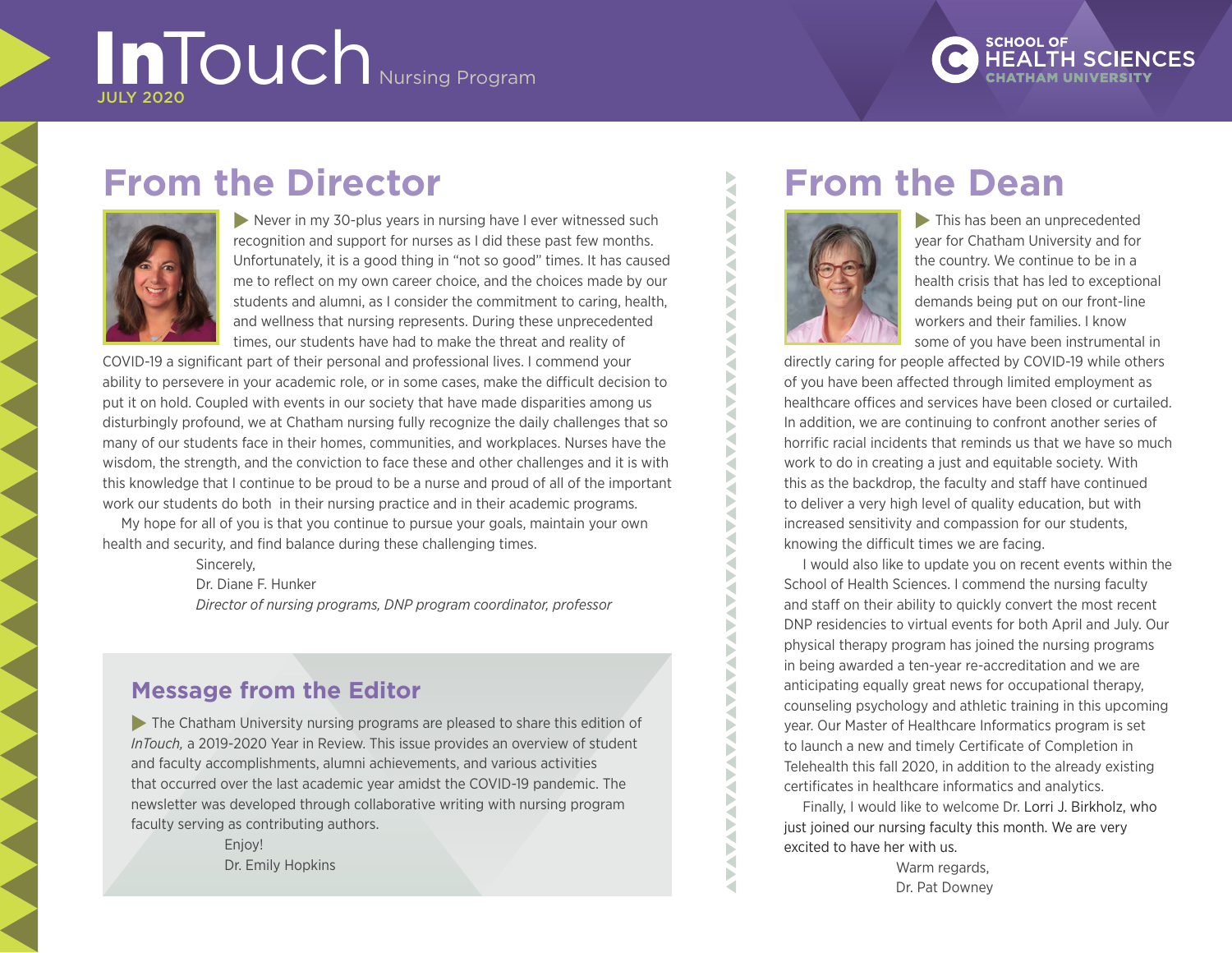# InTouch Nursing Program

JULY 2020

SCHOOL OF HEALTH SCIENCES
CHATHAM UNIVERSITY

## From the Director

Never in my 30-plus years in nursing have I ever witnessed such recognition and support for nurses as I did these past few months. Unfortunately, it is a good thing in "not so good" times. It has caused me to reflect on my own career choice, and the choices made by our students and alumni, as I consider the commitment to caring, health, and wellness that nursing represents. During these unprecedented times, our students have had to make the threat and reality of COVID-19 a significant part of their personal and professional lives. I commend your ability to persevere in your academic role, or in some cases, make the difficult decision to put it on hold. Coupled with events in our society that have made disparities among us disturbingly profound, we at Chatham nursing fully recognize the daily challenges that so many of our students face in their homes, communities, and workplaces. Nurses have the wisdom, the strength, and the conviction to face these and other challenges and it is with this knowledge that I continue to be proud to be a nurse and proud of all of the important work our students do both in their nursing practice and in their academic programs.

My hope for all of you is that you continue to pursue your goals, maintain your own health and security, and find balance during these challenging times.

Sincerely,
Dr. Diane F. Hunker
*Director of nursing programs, DNP program coordinator, professor*

### Message from the Editor

The Chatham University nursing programs are pleased to share this edition of *InTouch,* a 2019-2020 Year in Review. This issue provides an overview of student and faculty accomplishments, alumni achievements, and various activities that occurred over the last academic year amidst the COVID-19 pandemic. The newsletter was developed through collaborative writing with nursing program faculty serving as contributing authors.

Enjoy!
Dr. Emily Hopkins

## From the Dean

This has been an unprecedented year for Chatham University and for the country. We continue to be in a health crisis that has led to exceptional demands being put on our front-line workers and their families. I know some of you have been instrumental in directly caring for people affected by COVID-19 while others of you have been affected through limited employment as healthcare offices and services have been closed or curtailed. In addition, we are continuing to confront another series of horrific racial incidents that reminds us that we have so much work to do in creating a just and equitable society. With this as the backdrop, the faculty and staff have continued to deliver a very high level of quality education, but with increased sensitivity and compassion for our students, knowing the difficult times we are facing.

I would also like to update you on recent events within the School of Health Sciences. I commend the nursing faculty and staff on their ability to quickly convert the most recent DNP residencies to virtual events for both April and July. Our physical therapy program has joined the nursing programs in being awarded a ten-year re-accreditation and we are anticipating equally great news for occupational therapy, counseling psychology and athletic training in this upcoming year. Our Master of Healthcare Informatics program is set to launch a new and timely Certificate of Completion in Telehealth this fall 2020, in addition to the already existing certificates in healthcare informatics and analytics.

Finally, I would like to welcome Dr. Lorri J. Birkholz, who just joined our nursing faculty this month. We are very excited to have her with us.

Warm regards,
Dr. Pat Downey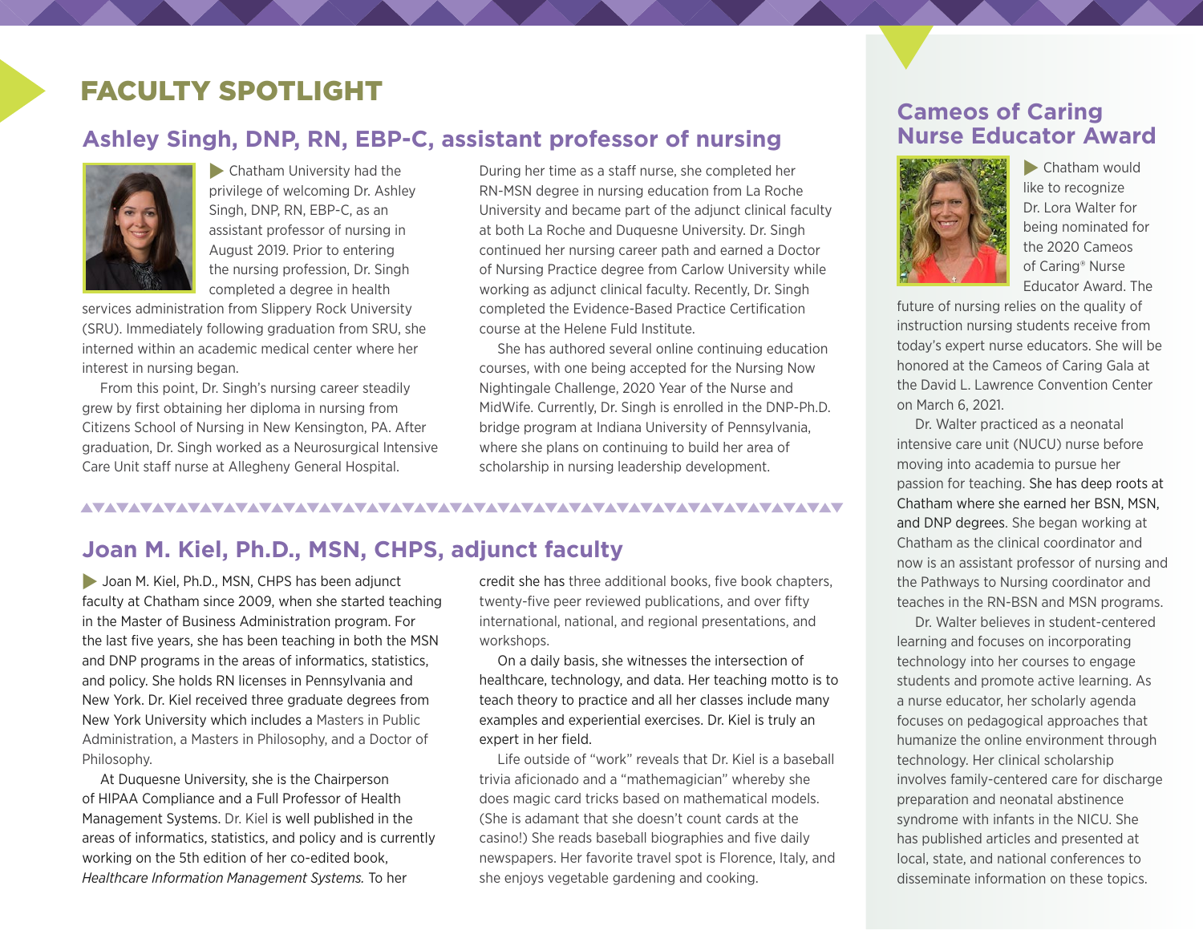# FACULTY SPOTLIGHT

## Ashley Singh, DNP, RN, EBP-C, assistant professor of nursing

Chatham University had the privilege of welcoming Dr. Ashley Singh, DNP, RN, EBP-C, as an assistant professor of nursing in August 2019. Prior to entering the nursing profession, Dr. Singh completed a degree in health services administration from Slippery Rock University (SRU). Immediately following graduation from SRU, she interned within an academic medical center where her interest in nursing began.

From this point, Dr. Singh's nursing career steadily grew by first obtaining her diploma in nursing from Citizens School of Nursing in New Kensington, PA. After graduation, Dr. Singh worked as a Neurosurgical Intensive Care Unit staff nurse at Allegheny General Hospital. During her time as a staff nurse, she completed her RN-MSN degree in nursing education from La Roche University and became part of the adjunct clinical faculty at both La Roche and Duquesne University. Dr. Singh continued her nursing career path and earned a Doctor of Nursing Practice degree from Carlow University while working as adjunct clinical faculty. Recently, Dr. Singh completed the Evidence-Based Practice Certification course at the Helene Fuld Institute.

She has authored several online continuing education courses, with one being accepted for the Nursing Now Nightingale Challenge, 2020 Year of the Nurse and MidWife. Currently, Dr. Singh is enrolled in the DNP-Ph.D. bridge program at Indiana University of Pennsylvania, where she plans on continuing to build her area of scholarship in nursing leadership development.

## Joan M. Kiel, Ph.D., MSN, CHPS, adjunct faculty

Joan M. Kiel, Ph.D., MSN, CHPS has been adjunct faculty at Chatham since 2009, when she started teaching in the Master of Business Administration program. For the last five years, she has been teaching in both the MSN and DNP programs in the areas of informatics, statistics, and policy. She holds RN licenses in Pennsylvania and New York. Dr. Kiel received three graduate degrees from New York University which includes a Masters in Public Administration, a Masters in Philosophy, and a Doctor of Philosophy.

At Duquesne University, she is the Chairperson of HIPAA Compliance and a Full Professor of Health Management Systems. Dr. Kiel is well published in the areas of informatics, statistics, and policy and is currently working on the 5th edition of her co-edited book, *Healthcare Information Management Systems.* To her credit she has three additional books, five book chapters, twenty-five peer reviewed publications, and over fifty international, national, and regional presentations, and workshops.

On a daily basis, she witnesses the intersection of healthcare, technology, and data. Her teaching motto is to teach theory to practice and all her classes include many examples and experiential exercises. Dr. Kiel is truly an expert in her field.

Life outside of "work" reveals that Dr. Kiel is a baseball trivia aficionado and a "mathemagician" whereby she does magic card tricks based on mathematical models. (She is adamant that she doesn't count cards at the casino!) She reads baseball biographies and five daily newspapers. Her favorite travel spot is Florence, Italy, and she enjoys vegetable gardening and cooking.

## Cameos of Caring Nurse Educator Award

Chatham would like to recognize Dr. Lora Walter for being nominated for the 2020 Cameos of Caring® Nurse Educator Award. The future of nursing relies on the quality of instruction nursing students receive from today's expert nurse educators. She will be honored at the Cameos of Caring Gala at the David L. Lawrence Convention Center on March 6, 2021.

Dr. Walter practiced as a neonatal intensive care unit (NUCU) nurse before moving into academia to pursue her passion for teaching. She has deep roots at Chatham where she earned her BSN, MSN, and DNP degrees. She began working at Chatham as the clinical coordinator and now is an assistant professor of nursing and the Pathways to Nursing coordinator and teaches in the RN-BSN and MSN programs.

Dr. Walter believes in student-centered learning and focuses on incorporating technology into her courses to engage students and promote active learning. As a nurse educator, her scholarly agenda focuses on pedagogical approaches that humanize the online environment through technology. Her clinical scholarship involves family-centered care for discharge preparation and neonatal abstinence syndrome with infants in the NICU. She has published articles and presented at local, state, and national conferences to disseminate information on these topics.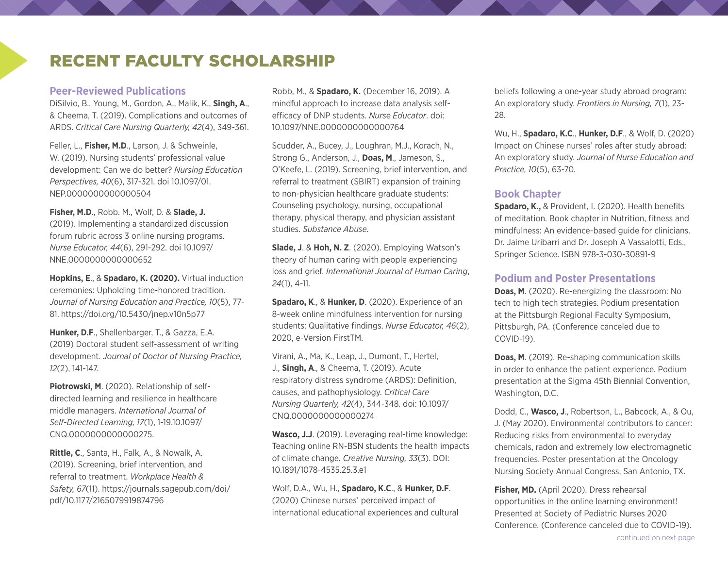# RECENT FACULTY SCHOLARSHIP

## Peer-Reviewed Publications

DiSilvio, B., Young, M., Gordon, A., Malik, K., **Singh, A**., & Cheema, T. (2019). Complications and outcomes of ARDS. *Critical Care Nursing Quarterly, 42*(4), 349-361.

Feller, L., **Fisher, M.D**., Larson, J. & Schweinle, W. (2019). Nursing students' professional value development: Can we do better? *Nursing Education Perspectives, 40*(6), 317-321. doi 10.1097/01.NEP.0000000000000504

**Fisher, M.D**., Robb. M., Wolf, D. & **Slade, J.** (2019). Implementing a standardized discussion forum rubric across 3 online nursing programs. *Nurse Educator, 44*(6), 291-292. doi 10.1097/NNE.0000000000000652

**Hopkins, E**., & **Spadaro, K. (2020).** Virtual induction ceremonies: Upholding time-honored tradition. *Journal of Nursing Education and Practice, 10*(5), 77-81. https://doi.org/10.5430/jnep.v10n5p77

**Hunker, D.F**., Shellenbarger, T., & Gazza, E.A. (2019) Doctoral student self-assessment of writing development. *Journal of Doctor of Nursing Practice, 12*(2), 141-147.

**Piotrowski, M**. (2020). Relationship of self-directed learning and resilience in healthcare middle managers. *International Journal of Self-Directed Learning, 17*(1), 1-19.10.1097/CNQ.0000000000000275.

**Rittle, C**., Santa, H., Falk, A., & Nowalk, A. (2019). Screening, brief intervention, and referral to treatment. *Workplace Health & Safety, 67*(11). https://journals.sagepub.com/doi/pdf/10.1177/2165079919874796

Robb, M., & **Spadaro, K.** (December 16, 2019). A mindful approach to increase data analysis self-efficacy of DNP students. *Nurse Educator*. doi: 10.1097/NNE.0000000000000764

Scudder, A., Bucey, J., Loughran, M.J., Korach, N., Strong G., Anderson, J., **Doas, M**., Jameson, S., O'Keefe, L. (2019). Screening, brief intervention, and referral to treatment (SBIRT) expansion of training to non-physician healthcare graduate students: Counseling psychology, nursing, occupational therapy, physical therapy, and physician assistant studies. *Substance Abuse*.

**Slade, J**. & **Hoh, N. Z**. (2020). Employing Watson's theory of human caring with people experiencing loss and grief. *International Journal of Human Caring*, *24*(1), 4-11.

**Spadaro, K**., & **Hunker, D**. (2020). Experience of an 8-week online mindfulness intervention for nursing students: Qualitative findings. *Nurse Educator, 46*(2), 2020, e-Version FirstTM.

Virani, A., Ma, K., Leap, J., Dumont, T., Hertel, J., **Singh, A**., & Cheema, T. (2019). Acute respiratory distress syndrome (ARDS): Definition, causes, and pathophysiology. *Critical Care Nursing Quarterly, 42*(4), 344-348. doi: 10.1097/CNQ.0000000000000274

**Wasco, J.J**. (2019). Leveraging real-time knowledge: Teaching online RN-BSN students the health impacts of climate change. *Creative Nursing, 33*(3). DOI: 10.1891/1078-4535.25.3.e1

Wolf, D.A., Wu, H., **Spadaro, K.C**., & **Hunker, D.F**. (2020) Chinese nurses' perceived impact of international educational experiences and cultural beliefs following a one-year study abroad program: An exploratory study. *Frontiers in Nursing, 7*(1), 23-28.

Wu, H., **Spadaro, K.C**., **Hunker, D.F**., & Wolf, D. (2020) Impact on Chinese nurses' roles after study abroad: An exploratory study. *Journal of Nurse Education and Practice, 10*(5), 63-70.

## Book Chapter

**Spadaro, K.,** & Provident, I. (2020). Health benefits of meditation. Book chapter in Nutrition, fitness and mindfulness: An evidence-based guide for clinicians. Dr. Jaime Uribarri and Dr. Joseph A Vassalotti, Eds., Springer Science. ISBN 978-3-030-30891-9

## Podium and Poster Presentations

**Doas, M**. (2020). Re-energizing the classroom: No tech to high tech strategies. Podium presentation at the Pittsburgh Regional Faculty Symposium, Pittsburgh, PA. (Conference canceled due to COVID-19).

**Doas, M**. (2019). Re-shaping communication skills in order to enhance the patient experience. Podium presentation at the Sigma 45th Biennial Convention, Washington, D.C.

Dodd, C., **Wasco, J**., Robertson, L., Babcock, A., & Ou, J. (May 2020). Environmental contributors to cancer: Reducing risks from environmental to everyday chemicals, radon and extremely low electromagnetic frequencies. Poster presentation at the Oncology Nursing Society Annual Congress, San Antonio, TX.

**Fisher, MD.** (April 2020). Dress rehearsal opportunities in the online learning environment! Presented at Society of Pediatric Nurses 2020 Conference. (Conference canceled due to COVID-19).

continued on next page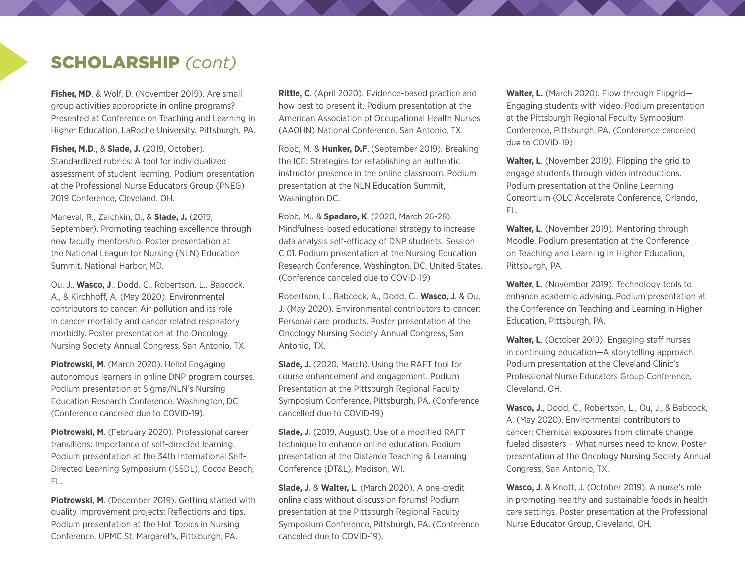## **SCHOLARSHIP** *(cont)*

**Fisher, MD**. & Wolf, D. (November 2019). Are small group activities appropriate in online programs? Presented at Conference on Teaching and Learning in Higher Education, LaRoche University. Pittsburgh, PA.

**Fisher, M.D**., & **Slade, J.** (2019, October). Standardized rubrics: A tool for individualized assessment of student learning. Podium presentation at the Professional Nurse Educators Group (PNEG) 2019 Conference, Cleveland, OH.

Maneval, R., Zaichkin, D., & **Slade, J.** (2019, September). Promoting teaching excellence through new faculty mentorship. Poster presentation at the National League for Nursing (NLN) Education Summit, National Harbor, MD.

Ou, J., **Wasco, J**., Dodd, C., Robertson, L., Babcock, A., & Kirchhoff, A. (May 2020). Environmental contributors to cancer: Air pollution and its role in cancer mortality and cancer related respiratory morbidly. Poster presentation at the Oncology Nursing Society Annual Congress, San Antonio, TX.

**Piotrowski, M**. (March 2020). Hello! Engaging autonomous learners in online DNP program courses. Podium presentation at Sigma/NLN's Nursing Education Research Conference, Washington, DC (Conference canceled due to COVID-19).

**Piotrowski, M**. (February 2020). Professional career transitions: Importance of self-directed learning. Podium presentation at the 34th International Self-Directed Learning Symposium (ISSDL), Cocoa Beach, FL.

**Piotrowski, M**. (December 2019). Getting started with quality improvement projects: Reflections and tips. Podium presentation at the Hot Topics in Nursing Conference, UPMC St. Margaret's, Pittsburgh, PA.

**Rittle, C**. (April 2020). Evidence-based practice and how best to present it. Podium presentation at the American Association of Occupational Health Nurses (AAOHN) National Conference, San Antonio, TX.

Robb, M. & **Hunker, D.F**. (September 2019). Breaking the ICE: Strategies for establishing an authentic instructor presence in the online classroom. Podium presentation at the NLN Education Summit, Washington DC.

Robb, M., & **Spadaro, K**. (2020, March 26-28). Mindfulness-based educational strategy to increase data analysis self-efficacy of DNP students. Session C 01. Podium presentation at the Nursing Education Research Conference, Washington, DC, United States. (Conference canceled due to COVID-19)

Robertson, L., Babcock, A., Dodd, C., **Wasco, J**. & Ou, J. (May 2020). Environmental contributors to cancer: Personal care products. Poster presentation at the Oncology Nursing Society Annual Congress, San Antonio, TX.

**Slade, J.** (2020, March). Using the RAFT tool for course enhancement and engagement. Podium Presentation at the Pittsburgh Regional Faculty Symposium Conference, Pittsburgh, PA. (Conference cancelled due to COVID-19)

**Slade, J**. (2019, August). Use of a modified RAFT technique to enhance online education. Podium presentation at the Distance Teaching & Learning Conference (DT&L), Madison, WI.

**Slade, J**. & **Walter, L**. (March 2020). A one-credit online class without discussion forums! Podium presentation at the Pittsburgh Regional Faculty Symposium Conference, Pittsburgh, PA. (Conference canceled due to COVID-19).

**Walter, L.** (March 2020). Flow through Flipgrid—Engaging students with video. Podium presentation at the Pittsburgh Regional Faculty Symposium Conference, Pittsburgh, PA. (Conference canceled due to COVID-19)

**Walter, L**. (November 2019). Flipping the grid to engage students through video introductions. Podium presentation at the Online Learning Consortium (OLC Accelerate Conference, Orlando, FL.

**Walter, L**. (November 2019). Mentoring through Moodle. Podium presentation at the Conference on Teaching and Learning in Higher Education, Pittsburgh, PA.

**Walter, L**. (November 2019). Technology tools to enhance academic advising. Podium presentation at the Conference on Teaching and Learning in Higher Education, Pittsburgh, PA.

**Walter, L**. (October 2019). Engaging staff nurses in continuing education—A storytelling approach. Podium presentation at the Cleveland Clinic's Professional Nurse Educators Group Conference, Cleveland, OH.

**Wasco, J**., Dodd, C., Robertson, L., Ou, J., & Babcock, A. (May 2020). Environmental contributors to cancer: Chemical exposures from climate change fueled disasters – What nurses need to know. Poster presentation at the Oncology Nursing Society Annual Congress, San Antonio, TX.

**Wasco, J**. & Knott, J. (October 2019). A nurse's role in promoting healthy and sustainable foods in health care settings. Poster presentation at the Professional Nurse Educator Group, Cleveland, OH.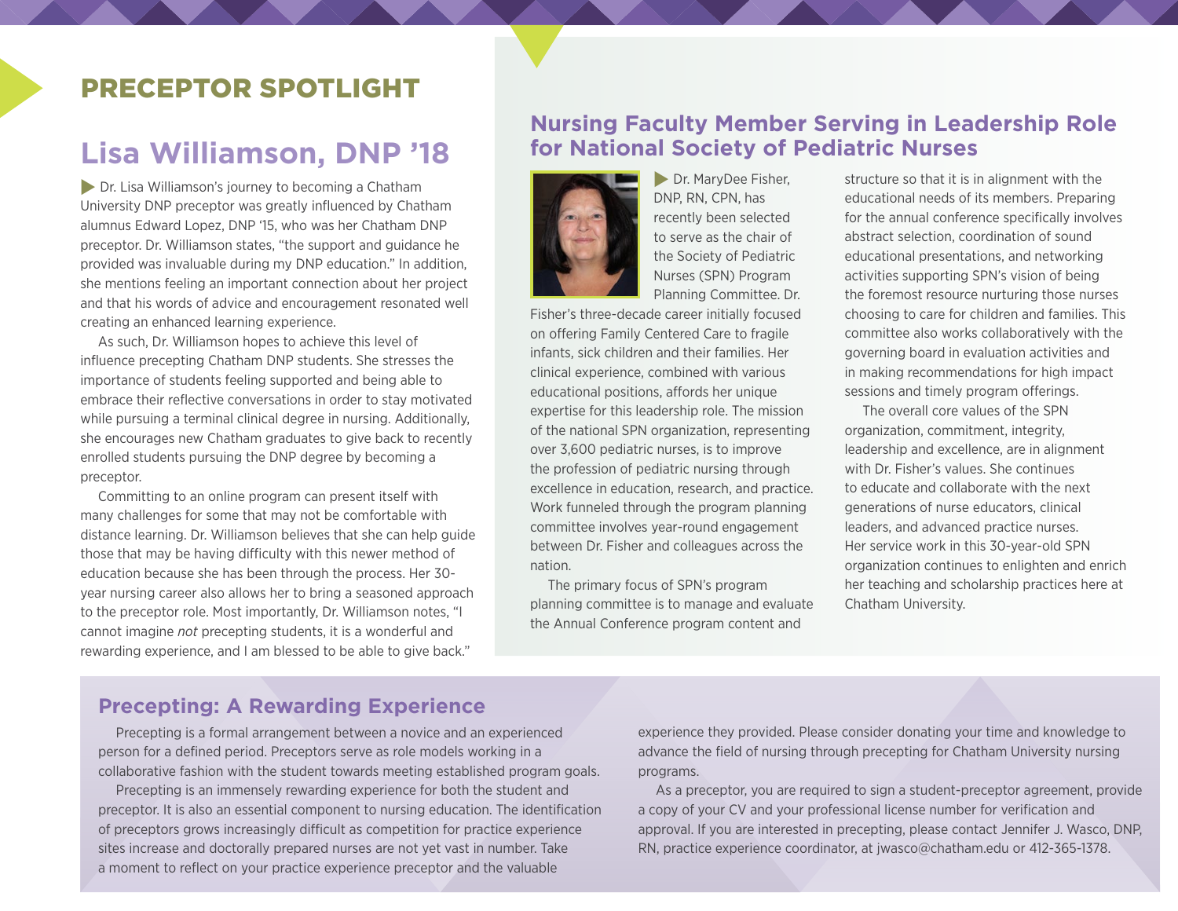# PRECEPTOR SPOTLIGHT

## Lisa Williamson, DNP '18

Dr. Lisa Williamson's journey to becoming a Chatham University DNP preceptor was greatly influenced by Chatham alumnus Edward Lopez, DNP '15, who was her Chatham DNP preceptor. Dr. Williamson states, "the support and guidance he provided was invaluable during my DNP education." In addition, she mentions feeling an important connection about her project and that his words of advice and encouragement resonated well creating an enhanced learning experience.

As such, Dr. Williamson hopes to achieve this level of influence precepting Chatham DNP students. She stresses the importance of students feeling supported and being able to embrace their reflective conversations in order to stay motivated while pursuing a terminal clinical degree in nursing. Additionally, she encourages new Chatham graduates to give back to recently enrolled students pursuing the DNP degree by becoming a preceptor.

Committing to an online program can present itself with many challenges for some that may not be comfortable with distance learning. Dr. Williamson believes that she can help guide those that may be having difficulty with this newer method of education because she has been through the process. Her 30-year nursing career also allows her to bring a seasoned approach to the preceptor role. Most importantly, Dr. Williamson notes, "I cannot imagine *not* precepting students, it is a wonderful and rewarding experience, and I am blessed to be able to give back."

## Nursing Faculty Member Serving in Leadership Role for National Society of Pediatric Nurses

Dr. MaryDee Fisher, DNP, RN, CPN, has recently been selected to serve as the chair of the Society of Pediatric Nurses (SPN) Program Planning Committee. Dr. Fisher's three-decade career initially focused on offering Family Centered Care to fragile infants, sick children and their families. Her clinical experience, combined with various educational positions, affords her unique expertise for this leadership role. The mission of the national SPN organization, representing over 3,600 pediatric nurses, is to improve the profession of pediatric nursing through excellence in education, research, and practice. Work funneled through the program planning committee involves year-round engagement between Dr. Fisher and colleagues across the nation.

The primary focus of SPN's program planning committee is to manage and evaluate the Annual Conference program content and structure so that it is in alignment with the educational needs of its members. Preparing for the annual conference specifically involves abstract selection, coordination of sound educational presentations, and networking activities supporting SPN's vision of being the foremost resource nurturing those nurses choosing to care for children and families. This committee also works collaboratively with the governing board in evaluation activities and in making recommendations for high impact sessions and timely program offerings.

The overall core values of the SPN organization, commitment, integrity, leadership and excellence, are in alignment with Dr. Fisher's values. She continues to educate and collaborate with the next generations of nurse educators, clinical leaders, and advanced practice nurses. Her service work in this 30-year-old SPN organization continues to enlighten and enrich her teaching and scholarship practices here at Chatham University.

## Precepting: A Rewarding Experience

Precepting is a formal arrangement between a novice and an experienced person for a defined period. Preceptors serve as role models working in a collaborative fashion with the student towards meeting established program goals.

Precepting is an immensely rewarding experience for both the student and preceptor. It is also an essential component to nursing education. The identification of preceptors grows increasingly difficult as competition for practice experience sites increase and doctorally prepared nurses are not yet vast in number. Take a moment to reflect on your practice experience preceptor and the valuable experience they provided. Please consider donating your time and knowledge to advance the field of nursing through precepting for Chatham University nursing programs.

As a preceptor, you are required to sign a student-preceptor agreement, provide a copy of your CV and your professional license number for verification and approval. If you are interested in precepting, please contact Jennifer J. Wasco, DNP, RN, practice experience coordinator, at jwasco@chatham.edu or 412-365-1378.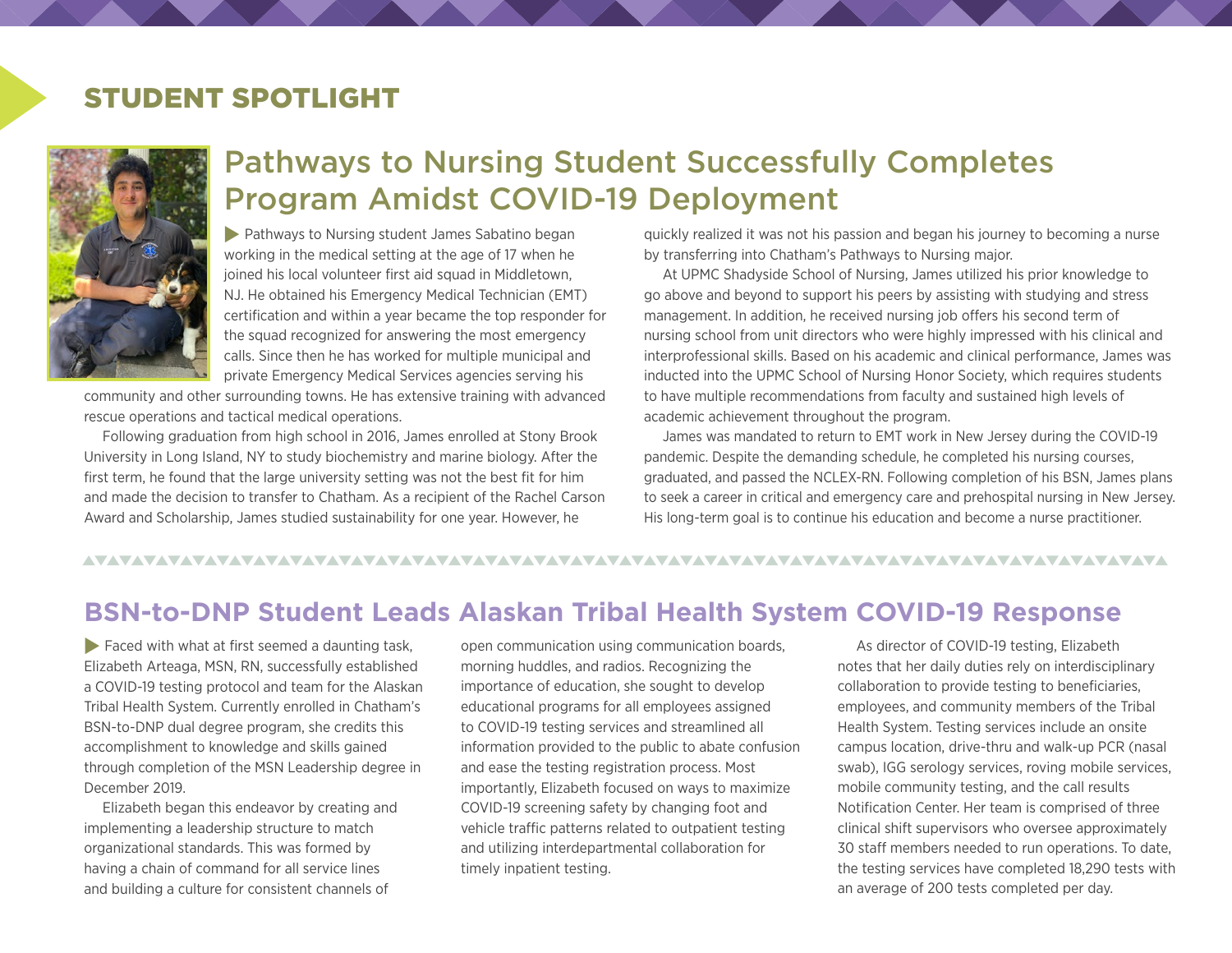# STUDENT SPOTLIGHT

## Pathways to Nursing Student Successfully Completes Program Amidst COVID-19 Deployment

Pathways to Nursing student James Sabatino began working in the medical setting at the age of 17 when he joined his local volunteer first aid squad in Middletown, NJ. He obtained his Emergency Medical Technician (EMT) certification and within a year became the top responder for the squad recognized for answering the most emergency calls. Since then he has worked for multiple municipal and private Emergency Medical Services agencies serving his community and other surrounding towns. He has extensive training with advanced rescue operations and tactical medical operations.

Following graduation from high school in 2016, James enrolled at Stony Brook University in Long Island, NY to study biochemistry and marine biology. After the first term, he found that the large university setting was not the best fit for him and made the decision to transfer to Chatham. As a recipient of the Rachel Carson Award and Scholarship, James studied sustainability for one year. However, he quickly realized it was not his passion and began his journey to becoming a nurse by transferring into Chatham's Pathways to Nursing major.

At UPMC Shadyside School of Nursing, James utilized his prior knowledge to go above and beyond to support his peers by assisting with studying and stress management. In addition, he received nursing job offers his second term of nursing school from unit directors who were highly impressed with his clinical and interprofessional skills. Based on his academic and clinical performance, James was inducted into the UPMC School of Nursing Honor Society, which requires students to have multiple recommendations from faculty and sustained high levels of academic achievement throughout the program.

James was mandated to return to EMT work in New Jersey during the COVID-19 pandemic. Despite the demanding schedule, he completed his nursing courses, graduated, and passed the NCLEX-RN. Following completion of his BSN, James plans to seek a career in critical and emergency care and prehospital nursing in New Jersey. His long-term goal is to continue his education and become a nurse practitioner.

## BSN-to-DNP Student Leads Alaskan Tribal Health System COVID-19 Response

Faced with what at first seemed a daunting task, Elizabeth Arteaga, MSN, RN, successfully established a COVID-19 testing protocol and team for the Alaskan Tribal Health System. Currently enrolled in Chatham's BSN-to-DNP dual degree program, she credits this accomplishment to knowledge and skills gained through completion of the MSN Leadership degree in December 2019.

Elizabeth began this endeavor by creating and implementing a leadership structure to match organizational standards. This was formed by having a chain of command for all service lines and building a culture for consistent channels of open communication using communication boards, morning huddles, and radios. Recognizing the importance of education, she sought to develop educational programs for all employees assigned to COVID-19 testing services and streamlined all information provided to the public to abate confusion and ease the testing registration process. Most importantly, Elizabeth focused on ways to maximize COVID-19 screening safety by changing foot and vehicle traffic patterns related to outpatient testing and utilizing interdepartmental collaboration for timely inpatient testing.

As director of COVID-19 testing, Elizabeth notes that her daily duties rely on interdisciplinary collaboration to provide testing to beneficiaries, employees, and community members of the Tribal Health System. Testing services include an onsite campus location, drive-thru and walk-up PCR (nasal swab), IGG serology services, roving mobile services, mobile community testing, and the call results Notification Center. Her team is comprised of three clinical shift supervisors who oversee approximately 30 staff members needed to run operations. To date, the testing services have completed 18,290 tests with an average of 200 tests completed per day.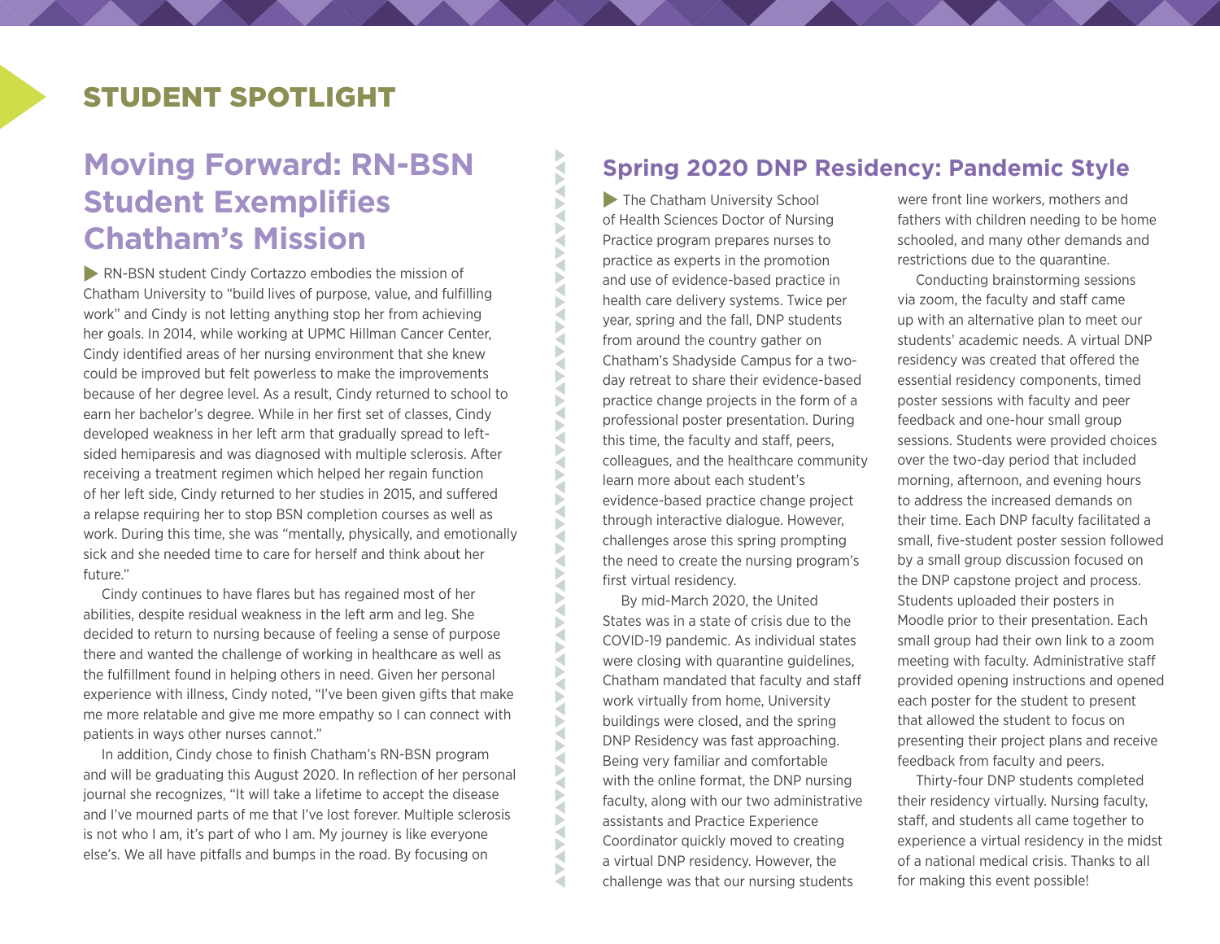## STUDENT SPOTLIGHT

# Moving Forward: RN-BSN Student Exemplifies Chatham's Mission

RN-BSN student Cindy Cortazzo embodies the mission of Chatham University to "build lives of purpose, value, and fulfilling work" and Cindy is not letting anything stop her from achieving her goals. In 2014, while working at UPMC Hillman Cancer Center, Cindy identified areas of her nursing environment that she knew could be improved but felt powerless to make the improvements because of her degree level. As a result, Cindy returned to school to earn her bachelor's degree. While in her first set of classes, Cindy developed weakness in her left arm that gradually spread to left-sided hemiparesis and was diagnosed with multiple sclerosis. After receiving a treatment regimen which helped her regain function of her left side, Cindy returned to her studies in 2015, and suffered a relapse requiring her to stop BSN completion courses as well as work. During this time, she was "mentally, physically, and emotionally sick and she needed time to care for herself and think about her future."

Cindy continues to have flares but has regained most of her abilities, despite residual weakness in the left arm and leg. She decided to return to nursing because of feeling a sense of purpose there and wanted the challenge of working in healthcare as well as the fulfillment found in helping others in need. Given her personal experience with illness, Cindy noted, "I've been given gifts that make me more relatable and give me more empathy so I can connect with patients in ways other nurses cannot."

In addition, Cindy chose to finish Chatham's RN-BSN program and will be graduating this August 2020. In reflection of her personal journal she recognizes, "It will take a lifetime to accept the disease and I've mourned parts of me that I've lost forever. Multiple sclerosis is not who I am, it's part of who I am. My journey is like everyone else's. We all have pitfalls and bumps in the road. By focusing on

# Spring 2020 DNP Residency: Pandemic Style

The Chatham University School of Health Sciences Doctor of Nursing Practice program prepares nurses to practice as experts in the promotion and use of evidence-based practice in health care delivery systems. Twice per year, spring and the fall, DNP students from around the country gather on Chatham's Shadyside Campus for a two-day retreat to share their evidence-based practice change projects in the form of a professional poster presentation. During this time, the faculty and staff, peers, colleagues, and the healthcare community learn more about each student's evidence-based practice change project through interactive dialogue. However, challenges arose this spring prompting the need to create the nursing program's first virtual residency.

By mid-March 2020, the United States was in a state of crisis due to the COVID-19 pandemic. As individual states were closing with quarantine guidelines, Chatham mandated that faculty and staff work virtually from home, University buildings were closed, and the spring DNP Residency was fast approaching. Being very familiar and comfortable with the online format, the DNP nursing faculty, along with our two administrative assistants and Practice Experience Coordinator quickly moved to creating a virtual DNP residency. However, the challenge was that our nursing students were front line workers, mothers and fathers with children needing to be home schooled, and many other demands and restrictions due to the quarantine.

Conducting brainstorming sessions via zoom, the faculty and staff came up with an alternative plan to meet our students' academic needs. A virtual DNP residency was created that offered the essential residency components, timed poster sessions with faculty and peer feedback and one-hour small group sessions. Students were provided choices over the two-day period that included morning, afternoon, and evening hours to address the increased demands on their time. Each DNP faculty facilitated a small, five-student poster session followed by a small group discussion focused on the DNP capstone project and process. Students uploaded their posters in Moodle prior to their presentation. Each small group had their own link to a zoom meeting with faculty. Administrative staff provided opening instructions and opened each poster for the student to present that allowed the student to focus on presenting their project plans and receive feedback from faculty and peers.

Thirty-four DNP students completed their residency virtually. Nursing faculty, staff, and students all came together to experience a virtual residency in the midst of a national medical crisis. Thanks to all for making this event possible!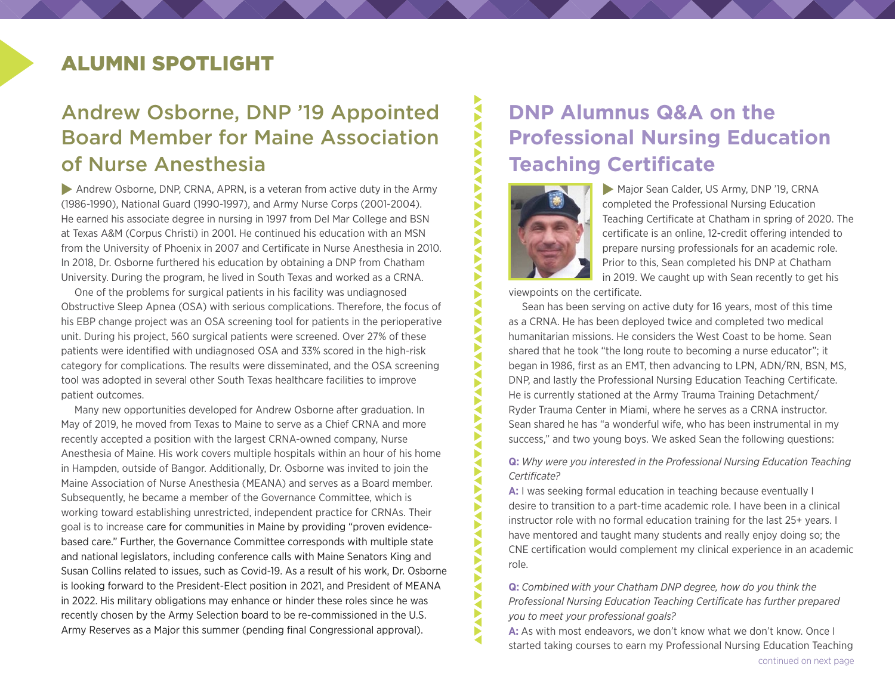## ALUMNI SPOTLIGHT

## Andrew Osborne, DNP '19 Appointed Board Member for Maine Association of Nurse Anesthesia

Andrew Osborne, DNP, CRNA, APRN, is a veteran from active duty in the Army (1986-1990), National Guard (1990-1997), and Army Nurse Corps (2001-2004). He earned his associate degree in nursing in 1997 from Del Mar College and BSN at Texas A&M (Corpus Christi) in 2001. He continued his education with an MSN from the University of Phoenix in 2007 and Certificate in Nurse Anesthesia in 2010. In 2018, Dr. Osborne furthered his education by obtaining a DNP from Chatham University. During the program, he lived in South Texas and worked as a CRNA.

One of the problems for surgical patients in his facility was undiagnosed Obstructive Sleep Apnea (OSA) with serious complications. Therefore, the focus of his EBP change project was an OSA screening tool for patients in the perioperative unit. During his project, 560 surgical patients were screened. Over 27% of these patients were identified with undiagnosed OSA and 33% scored in the high-risk category for complications. The results were disseminated, and the OSA screening tool was adopted in several other South Texas healthcare facilities to improve patient outcomes.

Many new opportunities developed for Andrew Osborne after graduation. In May of 2019, he moved from Texas to Maine to serve as a Chief CRNA and more recently accepted a position with the largest CRNA-owned company, Nurse Anesthesia of Maine. His work covers multiple hospitals within an hour of his home in Hampden, outside of Bangor. Additionally, Dr. Osborne was invited to join the Maine Association of Nurse Anesthesia (MEANA) and serves as a Board member. Subsequently, he became a member of the Governance Committee, which is working toward establishing unrestricted, independent practice for CRNAs. Their goal is to increase care for communities in Maine by providing "proven evidence-based care." Further, the Governance Committee corresponds with multiple state and national legislators, including conference calls with Maine Senators King and Susan Collins related to issues, such as Covid-19. As a result of his work, Dr. Osborne is looking forward to the President-Elect position in 2021, and President of MEANA in 2022. His military obligations may enhance or hinder these roles since he was recently chosen by the Army Selection board to be re-commissioned in the U.S. Army Reserves as a Major this summer (pending final Congressional approval).

## DNP Alumnus Q&A on the Professional Nursing Education Teaching Certificate

Major Sean Calder, US Army, DNP '19, CRNA completed the Professional Nursing Education Teaching Certificate at Chatham in spring of 2020. The certificate is an online, 12-credit offering intended to prepare nursing professionals for an academic role. Prior to this, Sean completed his DNP at Chatham in 2019. We caught up with Sean recently to get his viewpoints on the certificate.

Sean has been serving on active duty for 16 years, most of this time as a CRNA. He has been deployed twice and completed two medical humanitarian missions. He considers the West Coast to be home. Sean shared that he took "the long route to becoming a nurse educator"; it began in 1986, first as an EMT, then advancing to LPN, ADN/RN, BSN, MS, DNP, and lastly the Professional Nursing Education Teaching Certificate. He is currently stationed at the Army Trauma Training Detachment/ Ryder Trauma Center in Miami, where he serves as a CRNA instructor. Sean shared he has "a wonderful wife, who has been instrumental in my success," and two young boys. We asked Sean the following questions:

**Q:** *Why were you interested in the Professional Nursing Education Teaching Certificate?*

**A:** I was seeking formal education in teaching because eventually I desire to transition to a part-time academic role. I have been in a clinical instructor role with no formal education training for the last 25+ years. I have mentored and taught many students and really enjoy doing so; the CNE certification would complement my clinical experience in an academic role.

**Q:** *Combined with your Chatham DNP degree, how do you think the Professional Nursing Education Teaching Certificate has further prepared you to meet your professional goals?*

**A:** As with most endeavors, we don't know what we don't know. Once I started taking courses to earn my Professional Nursing Education Teaching

continued on next page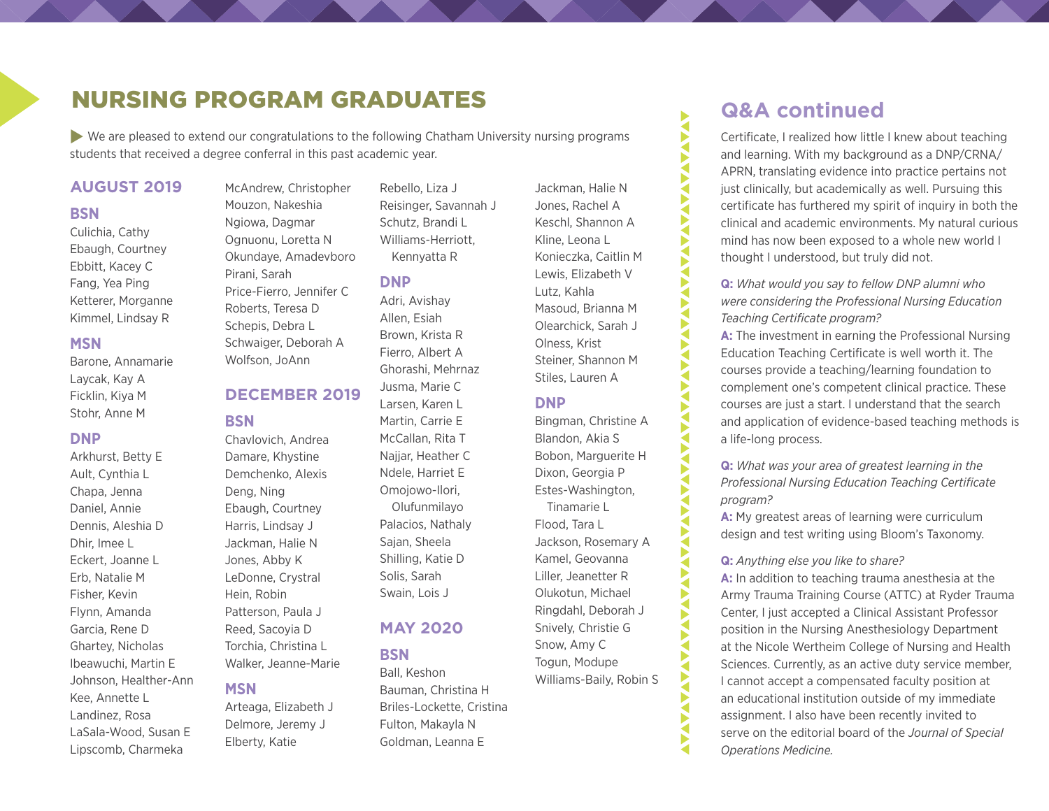# NURSING PROGRAM GRADUATES

We are pleased to extend our congratulations to the following Chatham University nursing programs students that received a degree conferral in this past academic year.

## AUGUST 2019

### BSN

Culichia, Cathy
Ebaugh, Courtney
Ebbitt, Kacey C
Fang, Yea Ping
Ketterer, Morganne
Kimmel, Lindsay R

### MSN

Barone, Annamarie
Laycak, Kay A
Ficklin, Kiya M
Stohr, Anne M

### DNP

Arkhurst, Betty E
Ault, Cynthia L
Chapa, Jenna
Daniel, Annie
Dennis, Aleshia D
Dhir, Imee L
Eckert, Joanne L
Erb, Natalie M
Fisher, Kevin
Flynn, Amanda
Garcia, Rene D
Ghartey, Nicholas
Ibeawuchi, Martin E
Johnson, Healther-Ann
Kee, Annette L
Landinez, Rosa
LaSala-Wood, Susan E
Lipscomb, Charmeka
McAndrew, Christopher
Mouzon, Nakeshia
Ngiowa, Dagmar
Ognuonu, Loretta N
Okundaye, Amadevboro
Pirani, Sarah
Price-Fierro, Jennifer C
Roberts, Teresa D
Schepis, Debra L
Schwaiger, Deborah A
Wolfson, JoAnn

## DECEMBER 2019

### BSN

Chavlovich, Andrea
Damare, Khystine
Demchenko, Alexis
Deng, Ning
Ebaugh, Courtney
Harris, Lindsay J
Jackman, Halie N
Jones, Abby K
LeDonne, Crystral
Hein, Robin
Patterson, Paula J
Reed, Sacoyia D
Torchia, Christina L
Walker, Jeanne-Marie

### MSN

Arteaga, Elizabeth J
Delmore, Jeremy J
Elberty, Katie
Rebello, Liza J
Reisinger, Savannah J
Schutz, Brandi L
Williams-Herriott, Kennyatta R

### DNP

Adri, Avishay
Allen, Esiah
Brown, Krista R
Fierro, Albert A
Ghorashi, Mehrnaz
Jusma, Marie C
Larsen, Karen L
Martin, Carrie E
McCallan, Rita T
Najjar, Heather C
Ndele, Harriet E
Omojowo-Ilori, Olufunmilayo
Palacios, Nathaly
Sajan, Sheela
Shilling, Katie D
Solis, Sarah
Swain, Lois J

## MAY 2020

### BSN

Ball, Keshon
Bauman, Christina H
Briles-Lockette, Cristina
Fulton, Makayla N
Goldman, Leanna E
Jackman, Halie N
Jones, Rachel A
Keschl, Shannon A
Kline, Leona L
Konieczka, Caitlin M
Lewis, Elizabeth V
Lutz, Kahla
Masoud, Brianna M
Olearchick, Sarah J
Olness, Krist
Steiner, Shannon M
Stiles, Lauren A

### DNP

Bingman, Christine A
Blandon, Akia S
Bobon, Marguerite H
Dixon, Georgia P
Estes-Washington, Tinamarie L
Flood, Tara L
Jackson, Rosemary A
Kamel, Geovanna
Liller, Jeanetter R
Olukotun, Michael
Ringdahl, Deborah J
Snively, Christie G
Snow, Amy C
Togun, Modupe
Williams-Baily, Robin S

# Q&A continued

Certificate, I realized how little I knew about teaching and learning. With my background as a DNP/CRNA/APRN, translating evidence into practice pertains not just clinically, but academically as well. Pursuing this certificate has furthered my spirit of inquiry in both the clinical and academic environments. My natural curious mind has now been exposed to a whole new world I thought I understood, but truly did not.

**Q:** *What would you say to fellow DNP alumni who were considering the Professional Nursing Education Teaching Certificate program?*

**A:** The investment in earning the Professional Nursing Education Teaching Certificate is well worth it. The courses provide a teaching/learning foundation to complement one's competent clinical practice. These courses are just a start. I understand that the search and application of evidence-based teaching methods is a life-long process.

**Q:** *What was your area of greatest learning in the Professional Nursing Education Teaching Certificate program?*

**A:** My greatest areas of learning were curriculum design and test writing using Bloom's Taxonomy.

**Q:** *Anything else you like to share?*

**A:** In addition to teaching trauma anesthesia at the Army Trauma Training Course (ATTC) at Ryder Trauma Center, I just accepted a Clinical Assistant Professor position in the Nursing Anesthesiology Department at the Nicole Wertheim College of Nursing and Health Sciences. Currently, as an active duty service member, I cannot accept a compensated faculty position at an educational institution outside of my immediate assignment. I also have been recently invited to serve on the editorial board of the *Journal of Special Operations Medicine.*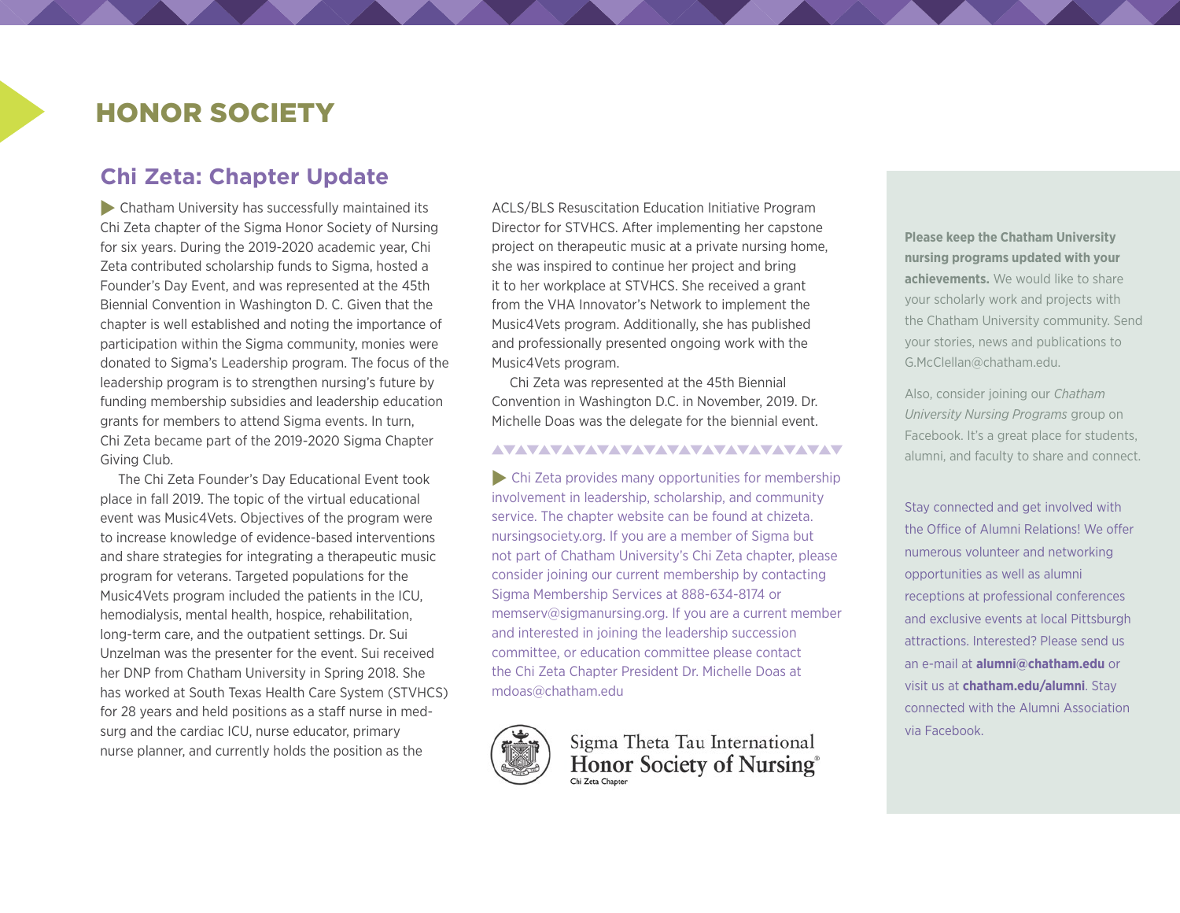# HONOR SOCIETY

## Chi Zeta: Chapter Update

Chatham University has successfully maintained its Chi Zeta chapter of the Sigma Honor Society of Nursing for six years. During the 2019-2020 academic year, Chi Zeta contributed scholarship funds to Sigma, hosted a Founder's Day Event, and was represented at the 45th Biennial Convention in Washington D. C. Given that the chapter is well established and noting the importance of participation within the Sigma community, monies were donated to Sigma's Leadership program. The focus of the leadership program is to strengthen nursing's future by funding membership subsidies and leadership education grants for members to attend Sigma events. In turn, Chi Zeta became part of the 2019-2020 Sigma Chapter Giving Club.

The Chi Zeta Founder's Day Educational Event took place in fall 2019. The topic of the virtual educational event was Music4Vets. Objectives of the program were to increase knowledge of evidence-based interventions and share strategies for integrating a therapeutic music program for veterans. Targeted populations for the Music4Vets program included the patients in the ICU, hemodialysis, mental health, hospice, rehabilitation, long-term care, and the outpatient settings. Dr. Sui Unzelman was the presenter for the event. Sui received her DNP from Chatham University in Spring 2018. She has worked at South Texas Health Care System (STVHCS) for 28 years and held positions as a staff nurse in med-surg and the cardiac ICU, nurse educator, primary nurse planner, and currently holds the position as the ACLS/BLS Resuscitation Education Initiative Program Director for STVHCS. After implementing her capstone project on therapeutic music at a private nursing home, she was inspired to continue her project and bring it to her workplace at STVHCS. She received a grant from the VHA Innovator's Network to implement the Music4Vets program. Additionally, she has published and professionally presented ongoing work with the Music4Vets program.

Chi Zeta was represented at the 45th Biennial Convention in Washington D.C. in November, 2019. Dr. Michelle Doas was the delegate for the biennial event.

Chi Zeta provides many opportunities for membership involvement in leadership, scholarship, and community service. The chapter website can be found at chizeta.nursingsociety.org. If you are a member of Sigma but not part of Chatham University's Chi Zeta chapter, please consider joining our current membership by contacting Sigma Membership Services at 888-634-8174 or memserv@sigmanursing.org. If you are a current member and interested in joining the leadership succession committee, or education committee please contact the Chi Zeta Chapter President Dr. Michelle Doas at mdoas@chatham.edu

Sigma Theta Tau International
Honor Society of Nursing®
Chi Zeta Chapter

**Please keep the Chatham University nursing programs updated with your achievements.** We would like to share your scholarly work and projects with the Chatham University community. Send your stories, news and publications to G.McClellan@chatham.edu.

Also, consider joining our *Chatham University Nursing Programs* group on Facebook. It's a great place for students, alumni, and faculty to share and connect.

Stay connected and get involved with the Office of Alumni Relations! We offer numerous volunteer and networking opportunities as well as alumni receptions at professional conferences and exclusive events at local Pittsburgh attractions. Interested? Please send us an e-mail at **alumni@chatham.edu** or visit us at **chatham.edu/alumni**. Stay connected with the Alumni Association via Facebook.